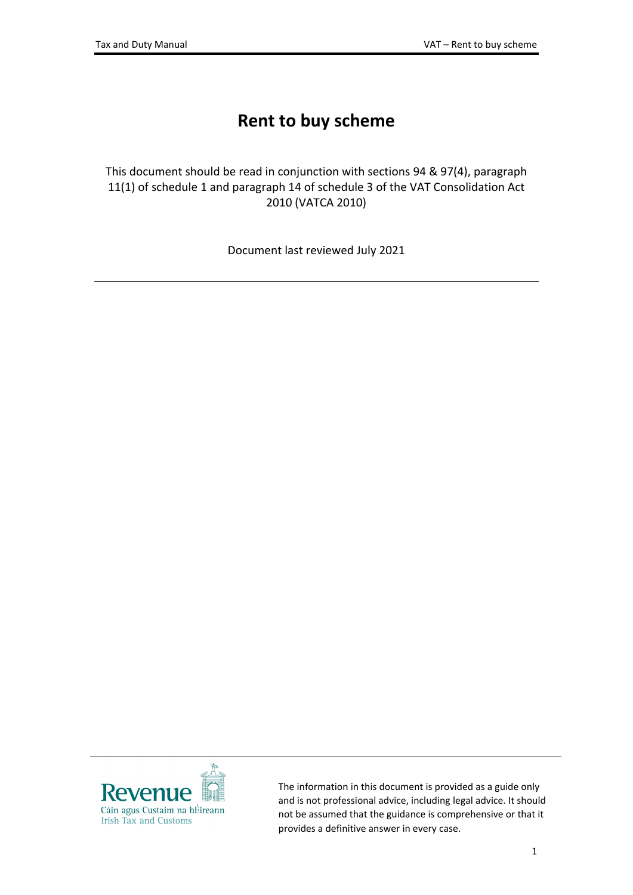# Rent to buy scheme

This document should be read in conjunction with sections 94 & 97(4), paragraph 11(1) of schedule 1 and paragraph 14 of schedule 3 of the VAT Consolidation Act 2010 (VATCA 2010)

Document last reviewed July 2021

---

The information in this document is provided as a guide only and is not professional advice, including legal advice. It should not be assumed that the guidance is comprehensive or that it provides a definitive answer in every case.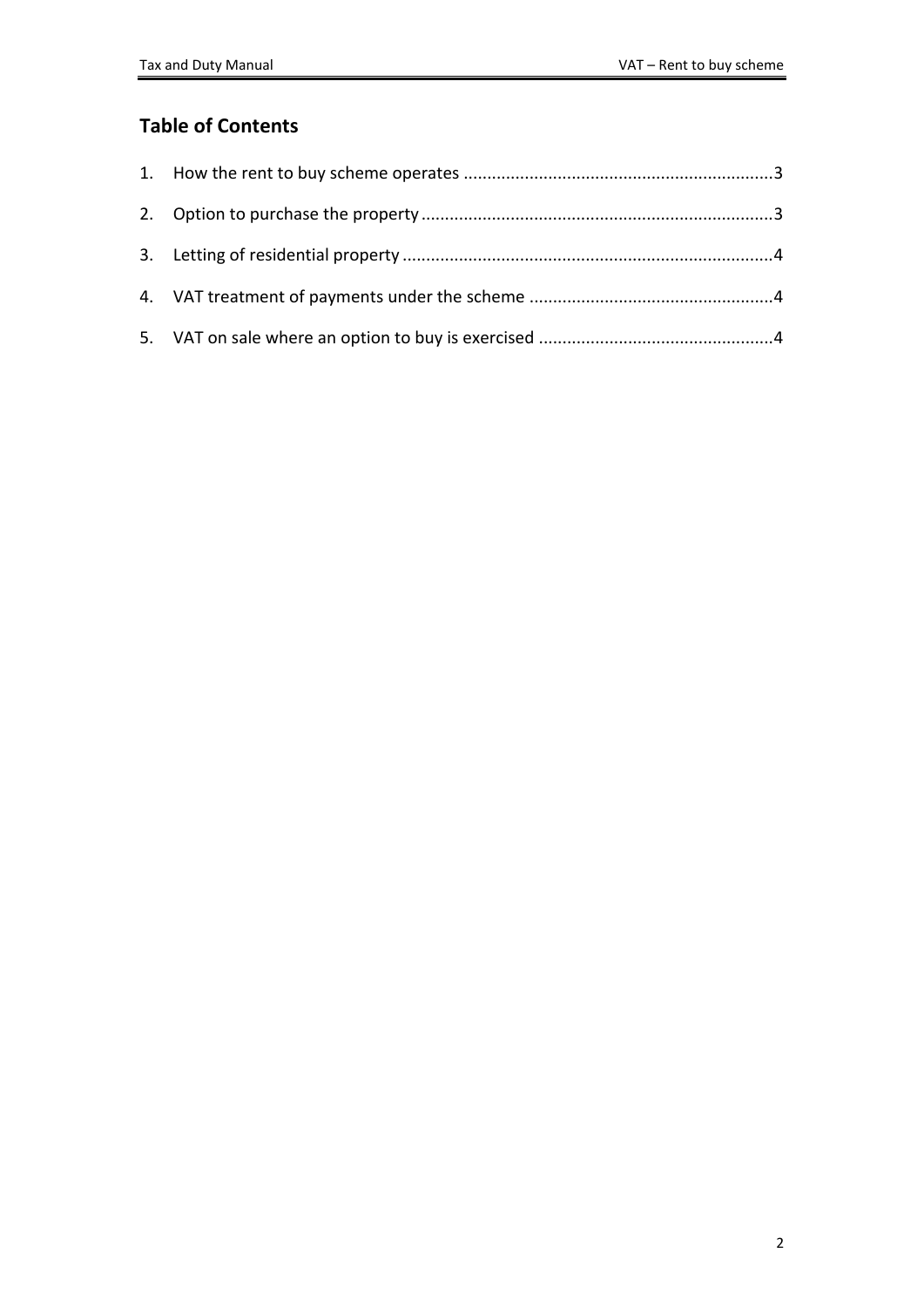## Table of Contents

1. How the rent to buy scheme operates ......................................................................3
2. Option to purchase the property .............................................................................3
3. Letting of residential property ................................................................................4
4. VAT treatment of payments under the scheme ......................................................4
5. VAT on sale where an option to buy is exercised ....................................................4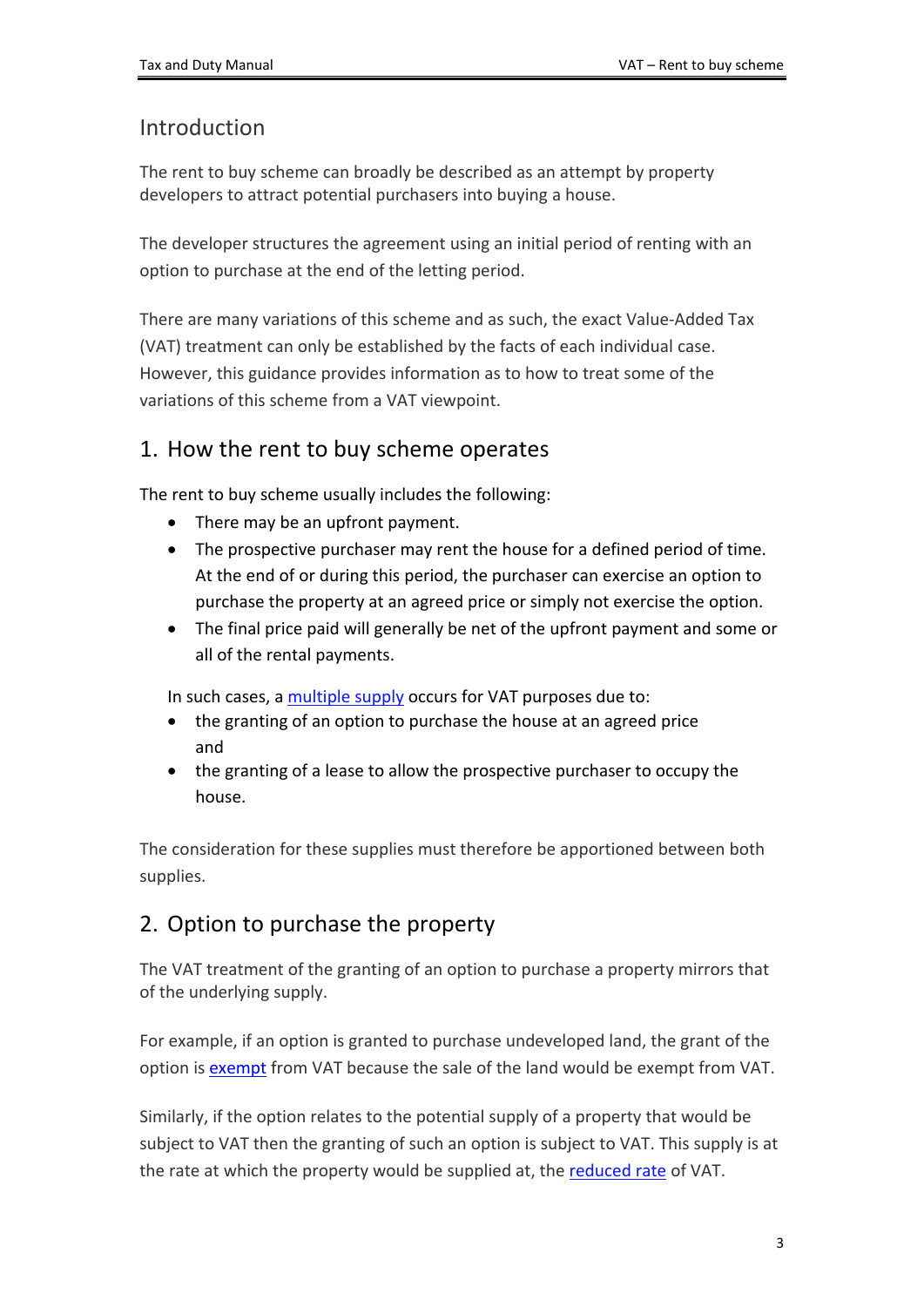## Introduction

The rent to buy scheme can broadly be described as an attempt by property developers to attract potential purchasers into buying a house.

The developer structures the agreement using an initial period of renting with an option to purchase at the end of the letting period.

There are many variations of this scheme and as such, the exact Value-Added Tax (VAT) treatment can only be established by the facts of each individual case. However, this guidance provides information as to how to treat some of the variations of this scheme from a VAT viewpoint.

## 1. How the rent to buy scheme operates

The rent to buy scheme usually includes the following:

- There may be an upfront payment.
- The prospective purchaser may rent the house for a defined period of time. At the end of or during this period, the purchaser can exercise an option to purchase the property at an agreed price or simply not exercise the option.
- The final price paid will generally be net of the upfront payment and some or all of the rental payments.

In such cases, a multiple supply occurs for VAT purposes due to:

- the granting of an option to purchase the house at an agreed price and
- the granting of a lease to allow the prospective purchaser to occupy the house.

The consideration for these supplies must therefore be apportioned between both supplies.

## 2. Option to purchase the property

The VAT treatment of the granting of an option to purchase a property mirrors that of the underlying supply.

For example, if an option is granted to purchase undeveloped land, the grant of the option is exempt from VAT because the sale of the land would be exempt from VAT.

Similarly, if the option relates to the potential supply of a property that would be subject to VAT then the granting of such an option is subject to VAT. This supply is at the rate at which the property would be supplied at, the reduced rate of VAT.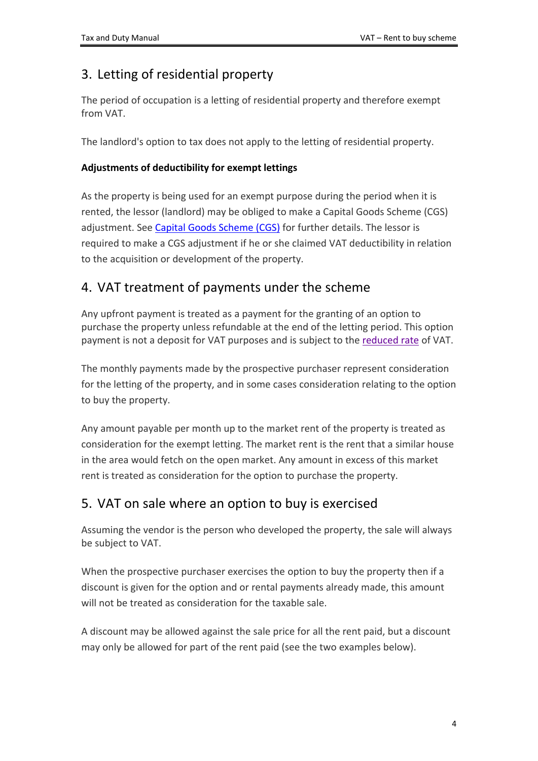## 3. Letting of residential property

The period of occupation is a letting of residential property and therefore exempt from VAT.

The landlord's option to tax does not apply to the letting of residential property.

**Adjustments of deductibility for exempt lettings**

As the property is being used for an exempt purpose during the period when it is rented, the lessor (landlord) may be obliged to make a Capital Goods Scheme (CGS) adjustment. See Capital Goods Scheme (CGS) for further details. The lessor is required to make a CGS adjustment if he or she claimed VAT deductibility in relation to the acquisition or development of the property.

## 4. VAT treatment of payments under the scheme

Any upfront payment is treated as a payment for the granting of an option to purchase the property unless refundable at the end of the letting period. This option payment is not a deposit for VAT purposes and is subject to the reduced rate of VAT.

The monthly payments made by the prospective purchaser represent consideration for the letting of the property, and in some cases consideration relating to the option to buy the property.

Any amount payable per month up to the market rent of the property is treated as consideration for the exempt letting. The market rent is the rent that a similar house in the area would fetch on the open market. Any amount in excess of this market rent is treated as consideration for the option to purchase the property.

## 5. VAT on sale where an option to buy is exercised

Assuming the vendor is the person who developed the property, the sale will always be subject to VAT.

When the prospective purchaser exercises the option to buy the property then if a discount is given for the option and or rental payments already made, this amount will not be treated as consideration for the taxable sale.

A discount may be allowed against the sale price for all the rent paid, but a discount may only be allowed for part of the rent paid (see the two examples below).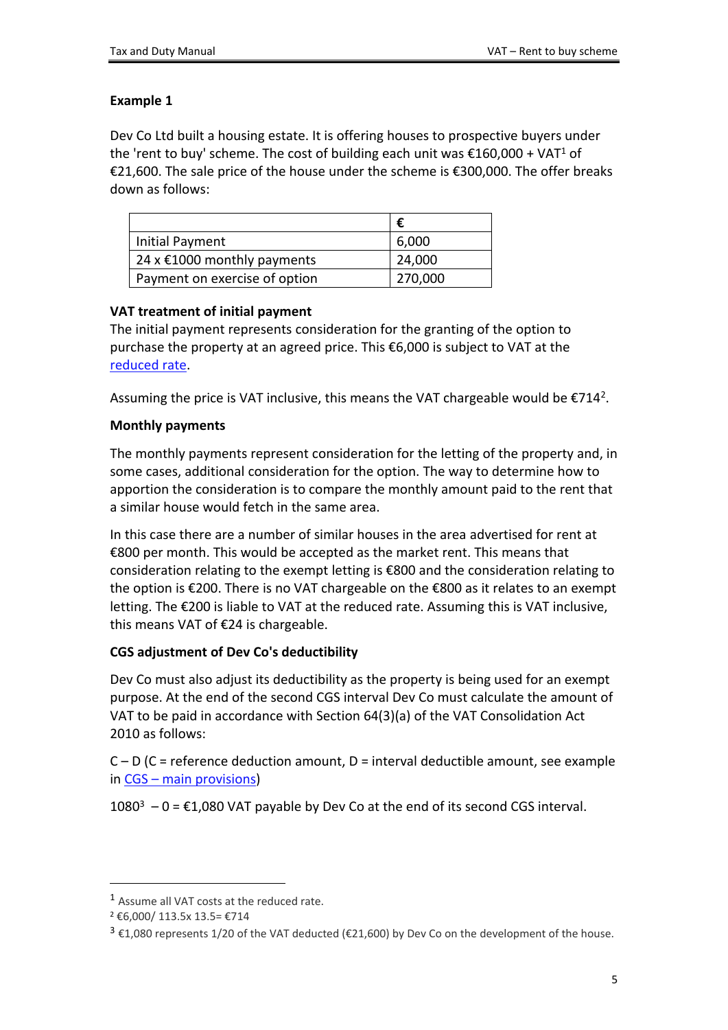### Example 1

Dev Co Ltd built a housing estate. It is offering houses to prospective buyers under the 'rent to buy' scheme. The cost of building each unit was €160,000 + VAT[1] of €21,600. The sale price of the house under the scheme is €300,000. The offer breaks down as follows:

| | € |
|---|---|
| Initial Payment | 6,000 |
| 24 x €1000 monthly payments | 24,000 |
| Payment on exercise of option | 270,000 |

**VAT treatment of initial payment**

The initial payment represents consideration for the granting of the option to purchase the property at an agreed price. This €6,000 is subject to VAT at the reduced rate.

Assuming the price is VAT inclusive, this means the VAT chargeable would be €714[2].

**Monthly payments**

The monthly payments represent consideration for the letting of the property and, in some cases, additional consideration for the option. The way to determine how to apportion the consideration is to compare the monthly amount paid to the rent that a similar house would fetch in the same area.

In this case there are a number of similar houses in the area advertised for rent at €800 per month. This would be accepted as the market rent. This means that consideration relating to the exempt letting is €800 and the consideration relating to the option is €200. There is no VAT chargeable on the €800 as it relates to an exempt letting. The €200 is liable to VAT at the reduced rate. Assuming this is VAT inclusive, this means VAT of €24 is chargeable.

**CGS adjustment of Dev Co's deductibility**

Dev Co must also adjust its deductibility as the property is being used for an exempt purpose. At the end of the second CGS interval Dev Co must calculate the amount of VAT to be paid in accordance with Section 64(3)(a) of the VAT Consolidation Act 2010 as follows:

C – D (C = reference deduction amount, D = interval deductible amount, see example in CGS – main provisions)

1080[3] – 0 = €1,080 VAT payable by Dev Co at the end of its second CGS interval.

---

[1] Assume all VAT costs at the reduced rate.

[2] €6,000/ 113.5x 13.5= €714

[3] €1,080 represents 1/20 of the VAT deducted (€21,600) by Dev Co on the development of the house.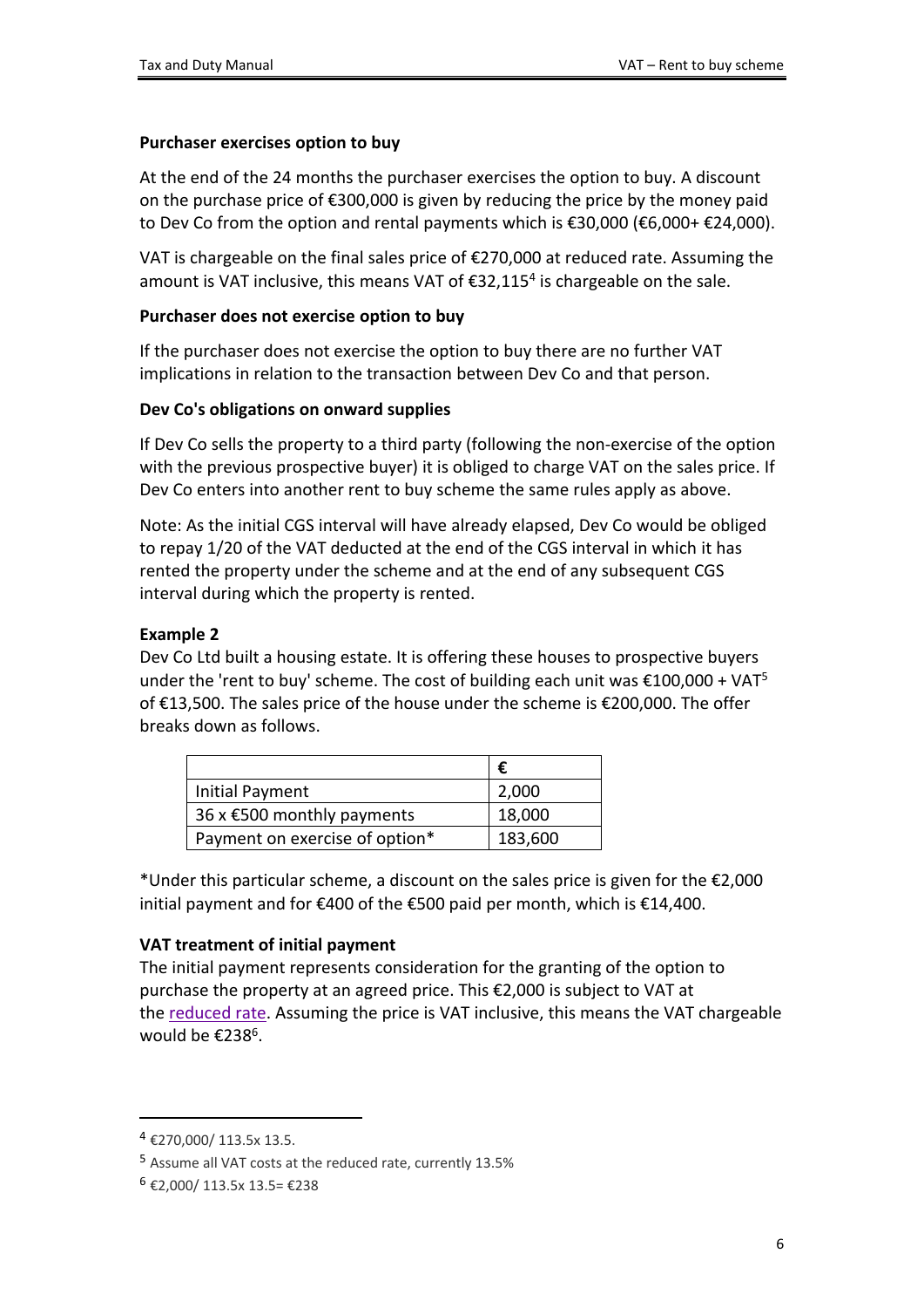**Purchaser exercises option to buy**

At the end of the 24 months the purchaser exercises the option to buy. A discount on the purchase price of €300,000 is given by reducing the price by the money paid to Dev Co from the option and rental payments which is €30,000 (€6,000+ €24,000).

VAT is chargeable on the final sales price of €270,000 at reduced rate. Assuming the amount is VAT inclusive, this means VAT of €32,115[4] is chargeable on the sale.

**Purchaser does not exercise option to buy**

If the purchaser does not exercise the option to buy there are no further VAT implications in relation to the transaction between Dev Co and that person.

**Dev Co's obligations on onward supplies**

If Dev Co sells the property to a third party (following the non-exercise of the option with the previous prospective buyer) it is obliged to charge VAT on the sales price. If Dev Co enters into another rent to buy scheme the same rules apply as above.

Note: As the initial CGS interval will have already elapsed, Dev Co would be obliged to repay 1/20 of the VAT deducted at the end of the CGS interval in which it has rented the property under the scheme and at the end of any subsequent CGS interval during which the property is rented.

**Example 2**

Dev Co Ltd built a housing estate. It is offering these houses to prospective buyers under the 'rent to buy' scheme. The cost of building each unit was €100,000 + VAT[5] of €13,500. The sales price of the house under the scheme is €200,000. The offer breaks down as follows.

| | € |
|---|---|
| Initial Payment | 2,000 |
| 36 x €500 monthly payments | 18,000 |
| Payment on exercise of option* | 183,600 |

*Under this particular scheme, a discount on the sales price is given for the €2,000 initial payment and for €400 of the €500 paid per month, which is €14,400.

**VAT treatment of initial payment**

The initial payment represents consideration for the granting of the option to purchase the property at an agreed price. This €2,000 is subject to VAT at the reduced rate. Assuming the price is VAT inclusive, this means the VAT chargeable would be €238[6].

---

[4] €270,000/ 113.5x 13.5.

[5] Assume all VAT costs at the reduced rate, currently 13.5%

[6] €2,000/ 113.5x 13.5= €238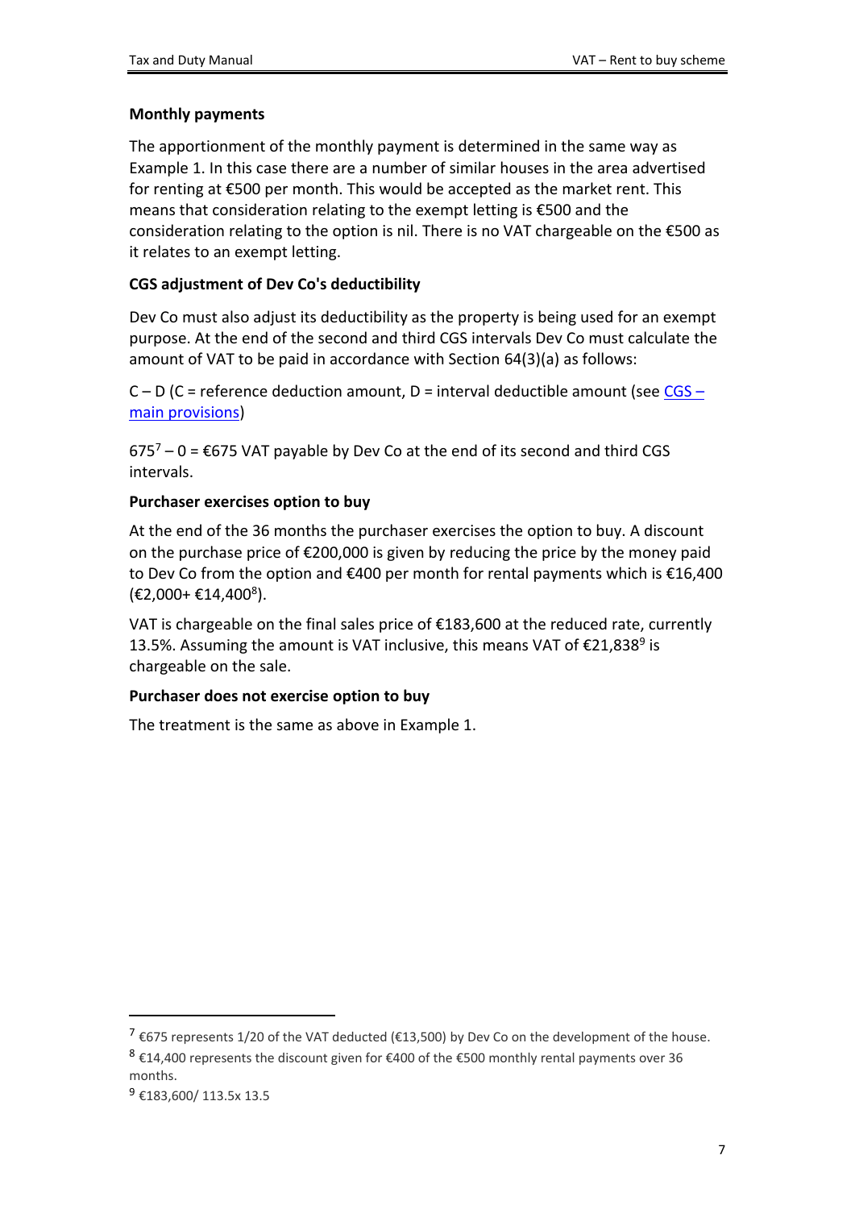**Monthly payments**

The apportionment of the monthly payment is determined in the same way as Example 1. In this case there are a number of similar houses in the area advertised for renting at €500 per month. This would be accepted as the market rent. This means that consideration relating to the exempt letting is €500 and the consideration relating to the option is nil. There is no VAT chargeable on the €500 as it relates to an exempt letting.

**CGS adjustment of Dev Co's deductibility**

Dev Co must also adjust its deductibility as the property is being used for an exempt purpose. At the end of the second and third CGS intervals Dev Co must calculate the amount of VAT to be paid in accordance with Section 64(3)(a) as follows:

C – D (C = reference deduction amount, D = interval deductible amount (see [CGS – main provisions](CGS – main provisions))

675[7] – 0 = €675 VAT payable by Dev Co at the end of its second and third CGS intervals.

**Purchaser exercises option to buy**

At the end of the 36 months the purchaser exercises the option to buy. A discount on the purchase price of €200,000 is given by reducing the price by the money paid to Dev Co from the option and €400 per month for rental payments which is €16,400 (€2,000+ €14,400[8]).

VAT is chargeable on the final sales price of €183,600 at the reduced rate, currently 13.5%. Assuming the amount is VAT inclusive, this means VAT of €21,838[9] is chargeable on the sale.

**Purchaser does not exercise option to buy**

The treatment is the same as above in Example 1.

---

[7] €675 represents 1/20 of the VAT deducted (€13,500) by Dev Co on the development of the house.

[8] €14,400 represents the discount given for €400 of the €500 monthly rental payments over 36 months.

[9] €183,600/ 113.5x 13.5